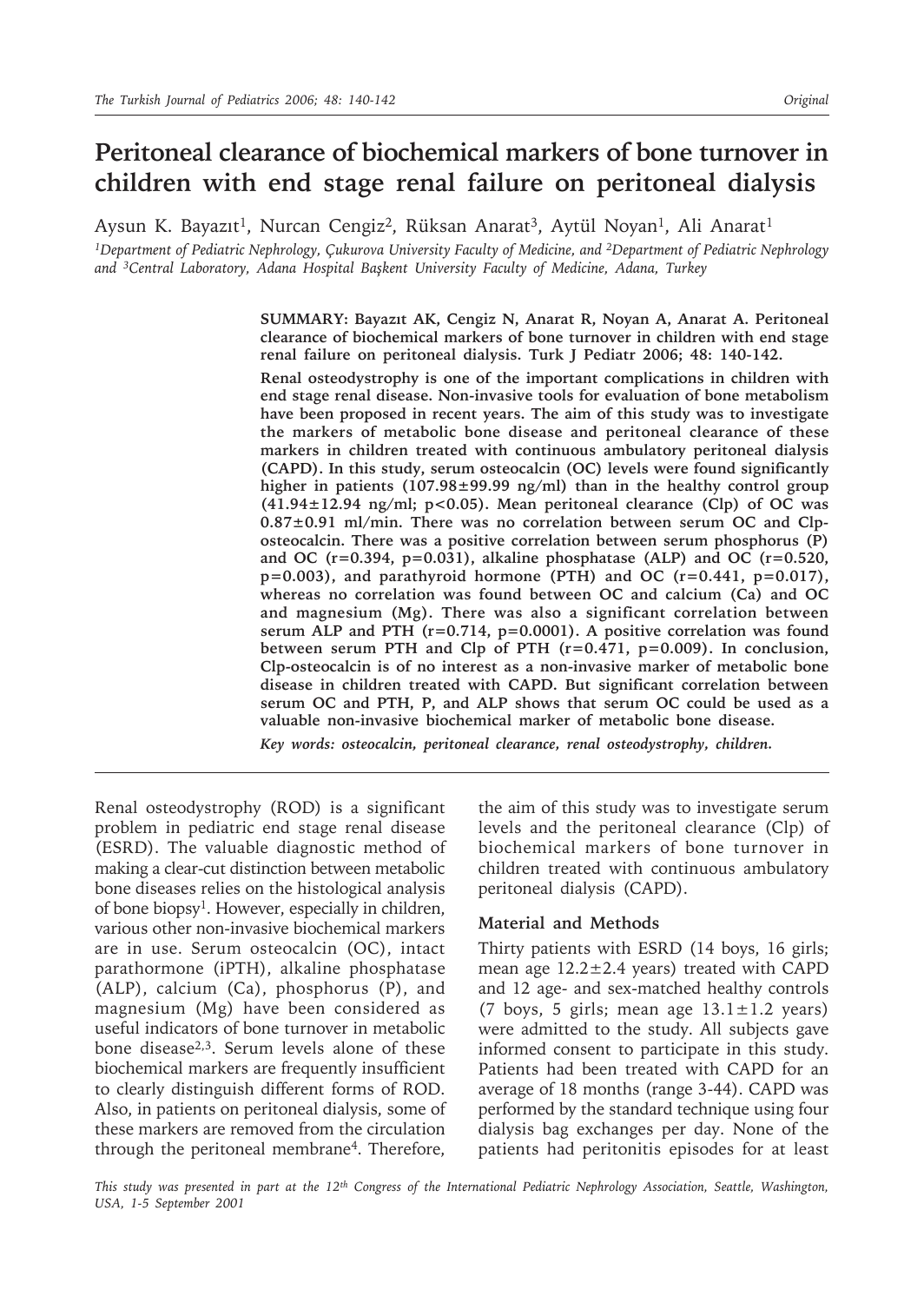# Peritoneal clearance of biochemical markers of bone turnover in children with end stage renal failure on peritoneal dialysis

Aysun K. Bayazıt[1], Nurcan Cengiz[2], Rüksan Anarat[3], Aytül Noyan[1], Ali Anarat[1]

[1]Department of Pediatric Nephrology, Çukurova University Faculty of Medicine, and [2]Department of Pediatric Nephrology and [3]Central Laboratory, Adana Hospital Başkent University Faculty of Medicine, Adana, Turkey

**SUMMARY: Bayazıt AK, Cengiz N, Anarat R, Noyan A, Anarat A. Peritoneal clearance of biochemical markers of bone turnover in children with end stage renal failure on peritoneal dialysis. Turk J Pediatr 2006; 48: 140-142.**

**Renal osteodystrophy is one of the important complications in children with end stage renal disease. Non-invasive tools for evaluation of bone metabolism have been proposed in recent years. The aim of this study was to investigate the markers of metabolic bone disease and peritoneal clearance of these markers in children treated with continuous ambulatory peritoneal dialysis (CAPD). In this study, serum osteocalcin (OC) levels were found significantly higher in patients (107.98±99.99 ng/ml) than in the healthy control group (41.94±12.94 ng/ml; $p<0.05$). Mean peritoneal clearance (Clp) of OC was 0.87±0.91 ml/min. There was no correlation between serum OC and Clp-osteocalcin. There was a positive correlation between serum phosphorus (P) and OC ($r=0.394$, $p=0.031$), alkaline phosphatase (ALP) and OC ($r=0.520$, $p=0.003$), and parathyroid hormone (PTH) and OC ($r=0.441$, $p=0.017$), whereas no correlation was found between OC and calcium (Ca) and OC and magnesium (Mg). There was also a significant correlation between serum ALP and PTH ($r=0.714$, $p=0.0001$). A positive correlation was found between serum PTH and Clp of PTH ($r=0.471$, $p=0.009$). In conclusion, Clp-osteocalcin is of no interest as a non-invasive marker of metabolic bone disease in children treated with CAPD. But significant correlation between serum OC and PTH, P, and ALP shows that serum OC could be used as a valuable non-invasive biochemical marker of metabolic bone disease.**

*Key words: osteocalcin, peritoneal clearance, renal osteodystrophy, children.*

---

Renal osteodystrophy (ROD) is a significant problem in pediatric end stage renal disease (ESRD). The valuable diagnostic method of making a clear-cut distinction between metabolic bone diseases relies on the histological analysis of bone biopsy[1]. However, especially in children, various other non-invasive biochemical markers are in use. Serum osteocalcin (OC), intact parathormone (iPTH), alkaline phosphatase (ALP), calcium (Ca), phosphorus (P), and magnesium (Mg) have been considered as useful indicators of bone turnover in metabolic bone disease[2,3]. Serum levels alone of these biochemical markers are frequently insufficient to clearly distinguish different forms of ROD. Also, in patients on peritoneal dialysis, some of these markers are removed from the circulation through the peritoneal membrane[4]. Therefore, the aim of this study was to investigate serum levels and the peritoneal clearance (Clp) of biochemical markers of bone turnover in children treated with continuous ambulatory peritoneal dialysis (CAPD).

## Material and Methods

Thirty patients with ESRD (14 boys, 16 girls; mean age 12.2±2.4 years) treated with CAPD and 12 age- and sex-matched healthy controls (7 boys, 5 girls; mean age 13.1±1.2 years) were admitted to the study. All subjects gave informed consent to participate in this study. Patients had been treated with CAPD for an average of 18 months (range 3-44). CAPD was performed by the standard technique using four dialysis bag exchanges per day. None of the patients had peritonitis episodes for at least

*This study was presented in part at the 12th Congress of the International Pediatric Nephrology Association, Seattle, Washington, USA, 1-5 September 2001*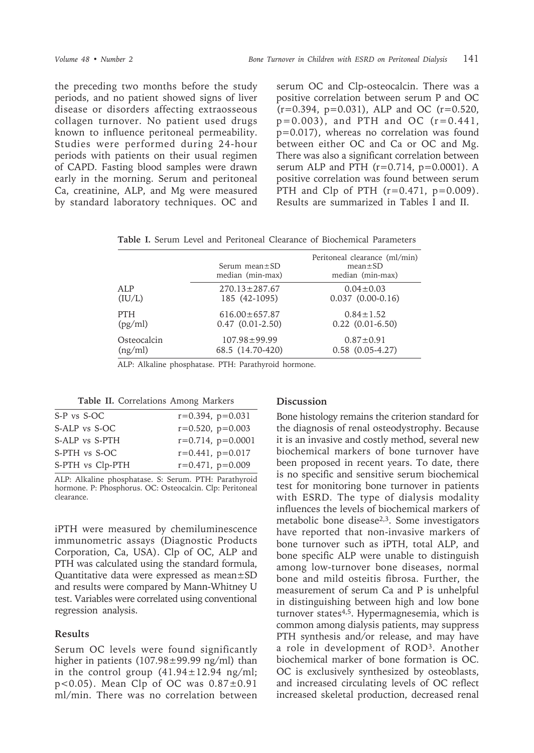the preceding two months before the study periods, and no patient showed signs of liver disease or disorders affecting extraosseous collagen turnover. No patient used drugs known to influence peritoneal permeability. Studies were performed during 24-hour periods with patients on their usual regimen of CAPD. Fasting blood samples were drawn early in the morning. Serum and peritoneal Ca, creatinine, ALP, and Mg were measured by standard laboratory techniques. OC and iPTH were measured by chemiluminescence immunometric assays (Diagnostic Products Corporation, Ca, USA). Clp of OC, ALP and PTH was calculated using the standard formula, Quantitative data were expressed as mean±SD and results were compared by Mann-Whitney U test. Variables were correlated using conventional regression analysis.

## Results

Serum OC levels were found significantly higher in patients (107.98±99.99 ng/ml) than in the control group (41.94±12.94 ng/ml; $p<0.05$). Mean Clp of OC was 0.87±0.91 ml/min. There was no correlation between serum OC and Clp-osteocalcin. There was a positive correlation between serum P and OC ($r=0.394$, $p=0.031$), ALP and OC ($r=0.520$, $p=0.003$), and PTH and OC ($r=0.441$, $p=0.017$), whereas no correlation was found between either OC and Ca or OC and Mg. There was also a significant correlation between serum ALP and PTH ($r=0.714$, $p=0.0001$). A positive correlation was found between serum PTH and Clp of PTH ($r=0.471$, $p=0.009$). Results are summarized in Tables I and II.

**Table I.** Serum Level and Peritoneal Clearance of Biochemical Parameters

| | Serum mean±SD median (min-max) | Peritoneal clearance (ml/min) mean±SD median (min-max) |
|---|---|---|
| ALP (IU/L) | 270.13±287.67<br>185 (42-1095) | 0.04±0.03<br>0.037 (0.00-0.16) |
| PTH (pg/ml) | 616.00±657.87<br>0.47 (0.01-2.50) | 0.84±1.52<br>0.22 (0.01-6.50) |
| Osteocalcin (ng/ml) | 107.98±99.99<br>68.5 (14.70-420) | 0.87±0.91<br>0.58 (0.05-4.27) |

ALP: Alkaline phosphatase. PTH: Parathyroid hormone.

**Table II.** Correlations Among Markers

| | |
|---|---|
| S-P vs S-OC | $r=0.394$, $p=0.031$ |
| S-ALP vs S-OC | $r=0.520$, $p=0.003$ |
| S-ALP vs S-PTH | $r=0.714$, $p=0.0001$ |
| S-PTH vs S-OC | $r=0.441$, $p=0.017$ |
| S-PTH vs Clp-PTH | $r=0.471$, $p=0.009$ |

ALP: Alkaline phosphatase. S: Serum. PTH: Parathyroid hormone. P: Phosphorus. OC: Osteocalcin. Clp: Peritoneal clearance.

## Discussion

Bone histology remains the criterion standard for the diagnosis of renal osteodystrophy. Because it is an invasive and costly method, several new biochemical markers of bone turnover have been proposed in recent years. To date, there is no specific and sensitive serum biochemical test for monitoring bone turnover in patients with ESRD. The type of dialysis modality influences the levels of biochemical markers of metabolic bone disease[2,3]. Some investigators have reported that non-invasive markers of bone turnover such as iPTH, total ALP, and bone specific ALP were unable to distinguish among low-turnover bone diseases, normal bone and mild osteitis fibrosa. Further, the measurement of serum Ca and P is unhelpful in distinguishing between high and low bone turnover states[4,5]. Hypermagnesemia, which is common among dialysis patients, may suppress PTH synthesis and/or release, and may have a role in development of ROD[3]. Another biochemical marker of bone formation is OC. OC is exclusively synthesized by osteoblasts, and increased circulating levels of OC reflect increased skeletal production, decreased renal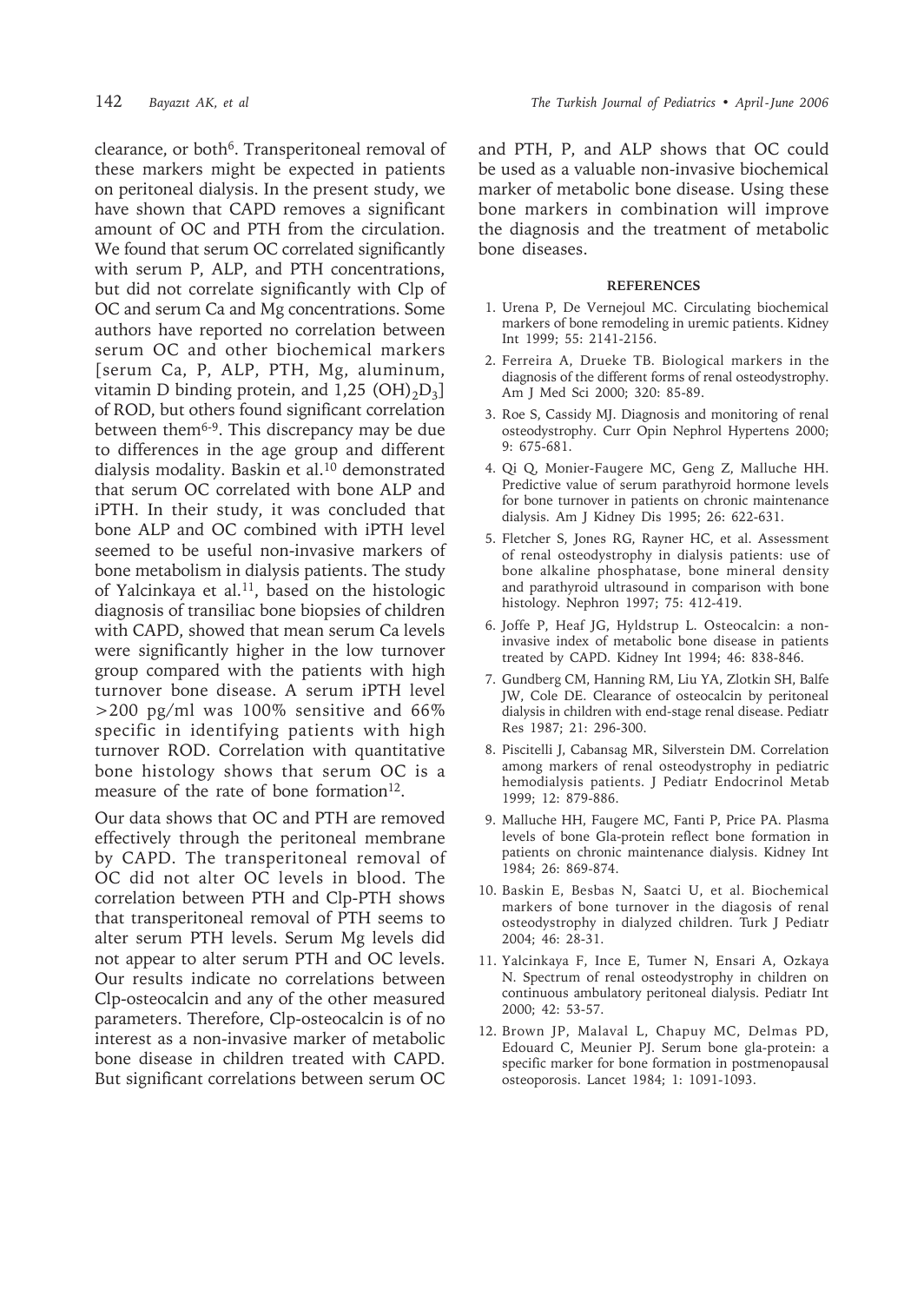clearance, or both[6]. Transperitoneal removal of these markers might be expected in patients on peritoneal dialysis. In the present study, we have shown that CAPD removes a significant amount of OC and PTH from the circulation. We found that serum OC correlated significantly with serum P, ALP, and PTH concentrations, but did not correlate significantly with Clp of OC and serum Ca and Mg concentrations. Some authors have reported no correlation between serum OC and other biochemical markers [serum Ca, P, ALP, PTH, Mg, aluminum, vitamin D binding protein, and 1,25 $(OH)_2D_3$] of ROD, but others found significant correlation between them[6-9]. This discrepancy may be due to differences in the age group and different dialysis modality. Baskin et al.[10] demonstrated that serum OC correlated with bone ALP and iPTH. In their study, it was concluded that bone ALP and OC combined with iPTH level seemed to be useful non-invasive markers of bone metabolism in dialysis patients. The study of Yalcinkaya et al.[11], based on the histologic diagnosis of transiliac bone biopsies of children with CAPD, showed that mean serum Ca levels were significantly higher in the low turnover group compared with the patients with high turnover bone disease. A serum iPTH level >200 pg/ml was 100% sensitive and 66% specific in identifying patients with high turnover ROD. Correlation with quantitative bone histology shows that serum OC is a measure of the rate of bone formation[12].

Our data shows that OC and PTH are removed effectively through the peritoneal membrane by CAPD. The transperitoneal removal of OC did not alter OC levels in blood. The correlation between PTH and Clp-PTH shows that transperitoneal removal of PTH seems to alter serum PTH levels. Serum Mg levels did not appear to alter serum PTH and OC levels. Our results indicate no correlations between Clp-osteocalcin and any of the other measured parameters. Therefore, Clp-osteocalcin is of no interest as a non-invasive marker of metabolic bone disease in children treated with CAPD. But significant correlations between serum OC and PTH, P, and ALP shows that OC could be used as a valuable non-invasive biochemical marker of metabolic bone disease. Using these bone markers in combination will improve the diagnosis and the treatment of metabolic bone diseases.

## REFERENCES

1. Urena P, De Vernejoul MC. Circulating biochemical markers of bone remodeling in uremic patients. Kidney Int 1999; 55: 2141-2156.
2. Ferreira A, Drueke TB. Biological markers in the diagnosis of the different forms of renal osteodystrophy. Am J Med Sci 2000; 320: 85-89.
3. Roe S, Cassidy MJ. Diagnosis and monitoring of renal osteodystrophy. Curr Opin Nephrol Hypertens 2000; 9: 675-681.
4. Qi Q, Monier-Faugere MC, Geng Z, Malluche HH. Predictive value of serum parathyroid hormone levels for bone turnover in patients on chronic maintenance dialysis. Am J Kidney Dis 1995; 26: 622-631.
5. Fletcher S, Jones RG, Rayner HC, et al. Assessment of renal osteodystrophy in dialysis patients: use of bone alkaline phosphatase, bone mineral density and parathyroid ultrasound in comparison with bone histology. Nephron 1997; 75: 412-419.
6. Joffe P, Heaf JG, Hyldstrup L. Osteocalcin: a non-invasive index of metabolic bone disease in patients treated by CAPD. Kidney Int 1994; 46: 838-846.
7. Gundberg CM, Hanning RM, Liu YA, Zlotkin SH, Balfe JW, Cole DE. Clearance of osteocalcin by peritoneal dialysis in children with end-stage renal disease. Pediatr Res 1987; 21: 296-300.
8. Piscitelli J, Cabansag MR, Silverstein DM. Correlation among markers of renal osteodystrophy in pediatric hemodialysis patients. J Pediatr Endocrinol Metab 1999; 12: 879-886.
9. Malluche HH, Faugere MC, Fanti P, Price PA. Plasma levels of bone Gla-protein reflect bone formation in patients on chronic maintenance dialysis. Kidney Int 1984; 26: 869-874.
10. Baskin E, Besbas N, Saatci U, et al. Biochemical markers of bone turnover in the diagnosis of renal osteodystrophy in dialyzed children. Turk J Pediatr 2004; 46: 28-31.
11. Yalcinkaya F, Ince E, Tumer N, Ensari A, Ozkaya N. Spectrum of renal osteodystrophy in children on continuous ambulatory peritoneal dialysis. Pediatr Int 2000; 42: 53-57.
12. Brown JP, Malaval L, Chapuy MC, Delmas PD, Edouard C, Meunier PJ. Serum bone gla-protein: a specific marker for bone formation in postmenopausal osteoporosis. Lancet 1984; 1: 1091-1093.